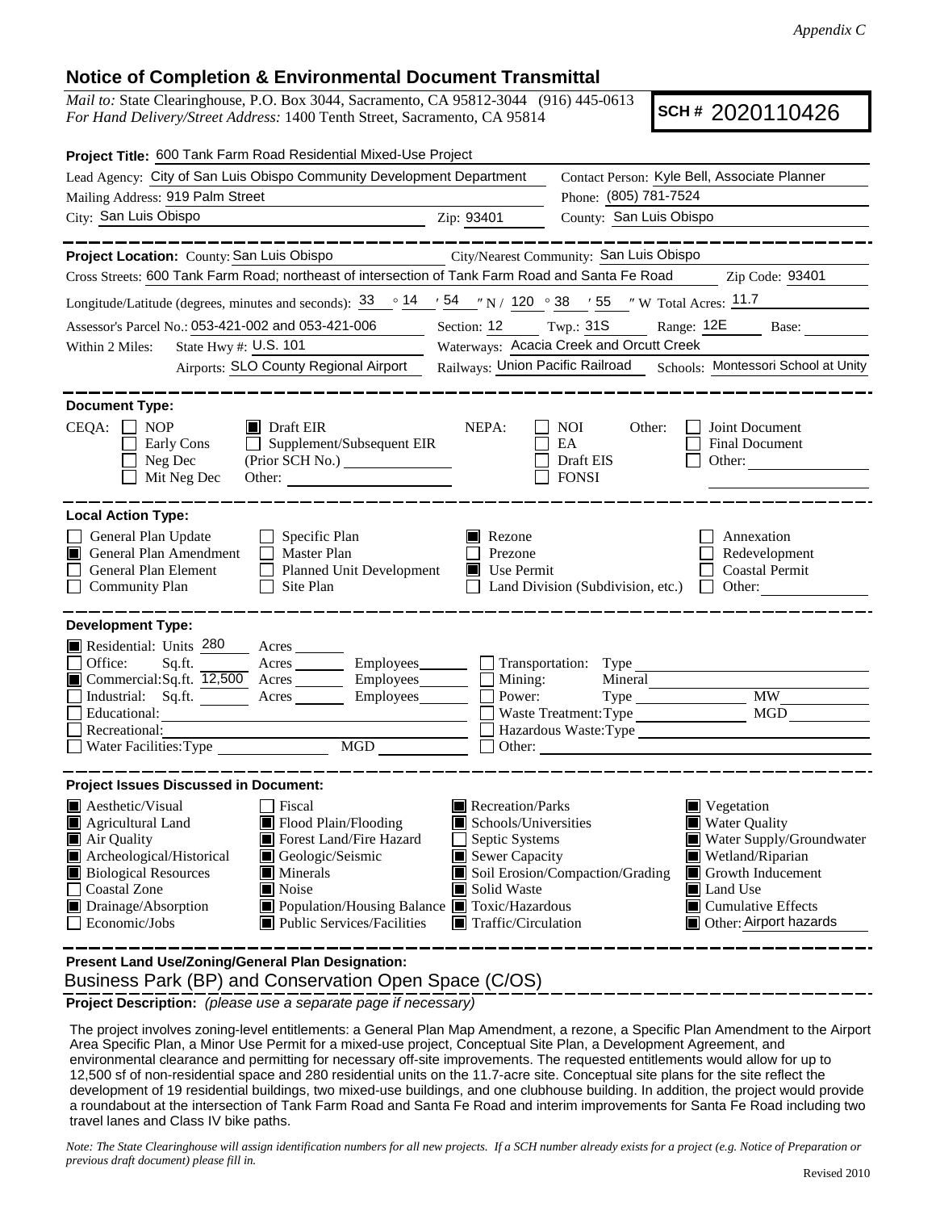*Appendix C*

## Notice of Completion & Environmental Document Transmittal

*Mail to:* State Clearinghouse, P.O. Box 3044, Sacramento, CA 95812-3044 (916) 445-0613
*For Hand Delivery/Street Address:* 1400 Tenth Street, Sacramento, CA 95814

**SCH #** 2020110426

**Project Title:** 600 Tank Farm Road Residential Mixed-Use Project

Lead Agency: City of San Luis Obispo Community Development Department
Contact Person: Kyle Bell, Associate Planner
Mailing Address: 919 Palm Street
Phone: (805) 781-7524
City: San Luis Obispo Zip: 93401
County: San Luis Obispo

**Project Location:** County: San Luis Obispo City/Nearest Community: San Luis Obispo
Cross Streets: 600 Tank Farm Road; northeast of intersection of Tank Farm Road and Santa Fe Road Zip Code: 93401
Longitude/Latitude (degrees, minutes and seconds): 33 ° 14 ′ 54 ″ N / 120 ° 38 ′ 55 ″ W Total Acres: 11.7
Assessor's Parcel No.: 053-421-002 and 053-421-006 Section: 12 Twp.: 31S Range: 12E Base:
Within 2 Miles: State Hwy #: U.S. 101 Waterways: Acacia Creek and Orcutt Creek
Airports: SLO County Regional Airport Railways: Union Pacific Railroad Schools: Montessori School at Unity

**Document Type:**

CEQA: ☐ NOP ☐ Early Cons ☐ Neg Dec ☐ Mit Neg Dec ☒ Draft EIR ☐ Supplement/Subsequent EIR (Prior SCH No.) Other:
NEPA: ☐ NOI ☐ EA ☐ Draft EIS ☐ FONSI
Other: ☐ Joint Document ☐ Final Document ☐ Other:

**Local Action Type:**

☐ General Plan Update
☒ General Plan Amendment
☐ General Plan Element
☐ Community Plan
☐ Specific Plan
☐ Master Plan
☐ Planned Unit Development
☐ Site Plan
☒ Rezone
☐ Prezone
☒ Use Permit
☐ Land Division (Subdivision, etc.)
☐ Annexation
☐ Redevelopment
☐ Coastal Permit
☐ Other:

**Development Type:**

☒ Residential: Units 280 Acres
☐ Office: Sq.ft. Acres Employees
☒ Commercial: Sq.ft. 12,500 Acres Employees
☐ Industrial: Sq.ft. Acres Employees
☐ Educational:
☐ Recreational:
☐ Water Facilities: Type MGD
☐ Transportation: Type
☐ Mining: Mineral
☐ Power: Type MW
☐ Waste Treatment: Type MGD
☐ Hazardous Waste: Type
☐ Other:

**Project Issues Discussed in Document:**

☒ Aesthetic/Visual
☒ Agricultural Land
☒ Air Quality
☒ Archeological/Historical
☒ Biological Resources
☐ Coastal Zone
☒ Drainage/Absorption
☐ Economic/Jobs
☐ Fiscal
☒ Flood Plain/Flooding
☒ Forest Land/Fire Hazard
☒ Geologic/Seismic
☒ Minerals
☒ Noise
☒ Population/Housing Balance
☒ Public Services/Facilities
☒ Recreation/Parks
☒ Schools/Universities
☐ Septic Systems
☒ Sewer Capacity
☒ Soil Erosion/Compaction/Grading
☒ Solid Waste
☒ Toxic/Hazardous
☒ Traffic/Circulation
☒ Vegetation
☒ Water Quality
☒ Water Supply/Groundwater
☒ Wetland/Riparian
☒ Growth Inducement
☒ Land Use
☒ Cumulative Effects
☒ Other: Airport hazards

**Present Land Use/Zoning/General Plan Designation:**

Business Park (BP) and Conservation Open Space (C/OS)

**Project Description:** *(please use a separate page if necessary)*

The project involves zoning-level entitlements: a General Plan Map Amendment, a rezone, a Specific Plan Amendment to the Airport Area Specific Plan, a Minor Use Permit for a mixed-use project, Conceptual Site Plan, a Development Agreement, and environmental clearance and permitting for necessary off-site improvements. The requested entitlements would allow for up to 12,500 sf of non-residential space and 280 residential units on the 11.7-acre site. Conceptual site plans for the site reflect the development of 19 residential buildings, two mixed-use buildings, and one clubhouse building. In addition, the project would provide a roundabout at the intersection of Tank Farm Road and Santa Fe Road and interim improvements for Santa Fe Road including two travel lanes and Class IV bike paths.

*Note: The State Clearinghouse will assign identification numbers for all new projects. If a SCH number already exists for a project (e.g. Notice of Preparation or previous draft document) please fill in.*

Revised 2010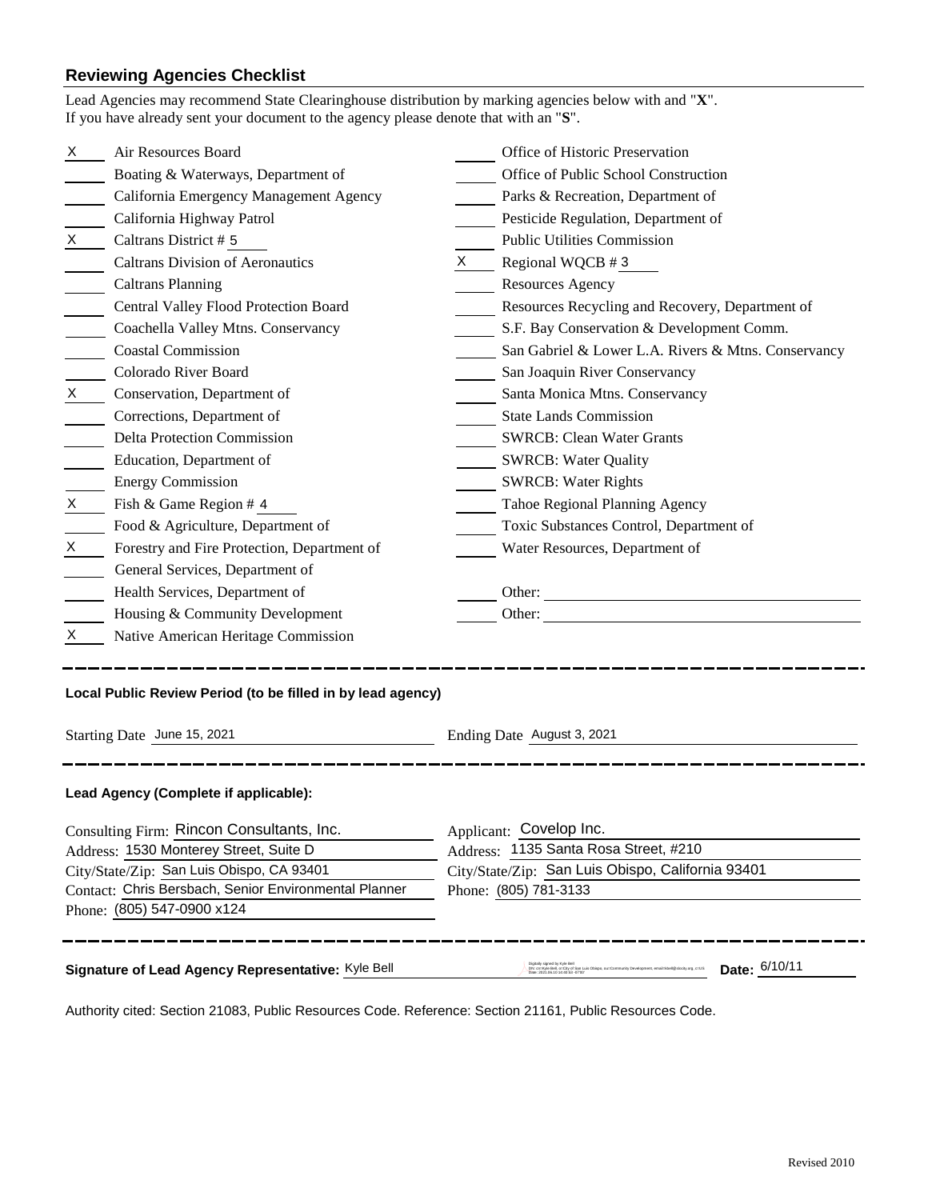## Reviewing Agencies Checklist

Lead Agencies may recommend State Clearinghouse distribution by marking agencies below with and "**X**".
If you have already sent your document to the agency please denote that with an "**S**".

| | | | |
|---|---|---|---|
| X | Air Resources Board | | Office of Historic Preservation |
| | Boating & Waterways, Department of | | Office of Public School Construction |
| | California Emergency Management Agency | | Parks & Recreation, Department of |
| | California Highway Patrol | | Pesticide Regulation, Department of |
| X | Caltrans District # 5 | | Public Utilities Commission |
| | Caltrans Division of Aeronautics | X | Regional WQCB # 3 |
| | Caltrans Planning | | Resources Agency |
| | Central Valley Flood Protection Board | | Resources Recycling and Recovery, Department of |
| | Coachella Valley Mtns. Conservancy | | S.F. Bay Conservation & Development Comm. |
| | Coastal Commission | | San Gabriel & Lower L.A. Rivers & Mtns. Conservancy |
| | Colorado River Board | | San Joaquin River Conservancy |
| X | Conservation, Department of | | Santa Monica Mtns. Conservancy |
| | Corrections, Department of | | State Lands Commission |
| | Delta Protection Commission | | SWRCB: Clean Water Grants |
| | Education, Department of | | SWRCB: Water Quality |
| | Energy Commission | | SWRCB: Water Rights |
| X | Fish & Game Region # 4 | | Tahoe Regional Planning Agency |
| | Food & Agriculture, Department of | | Toxic Substances Control, Department of |
| X | Forestry and Fire Protection, Department of | | Water Resources, Department of |
| | General Services, Department of | | |
| | Health Services, Department of | | Other: |
| | Housing & Community Development | | Other: |
| X | Native American Heritage Commission | | |

**Local Public Review Period (to be filled in by lead agency)**

Starting Date June 15, 2021 Ending Date August 3, 2021

**Lead Agency (Complete if applicable):**

Consulting Firm: Rincon Consultants, Inc.
Address: 1530 Monterey Street, Suite D
City/State/Zip: San Luis Obispo, CA 93401
Contact: Chris Bersbach, Senior Environmental Planner
Phone: (805) 547-0900 x124

Applicant: Covelop Inc.
Address: 1135 Santa Rosa Street, #210
City/State/Zip: San Luis Obispo, California 93401
Phone: (805) 781-3133

**Signature of Lead Agency Representative:** Kyle Bell **Date:** 6/10/11

Authority cited: Section 21083, Public Resources Code. Reference: Section 21161, Public Resources Code.

Revised 2010